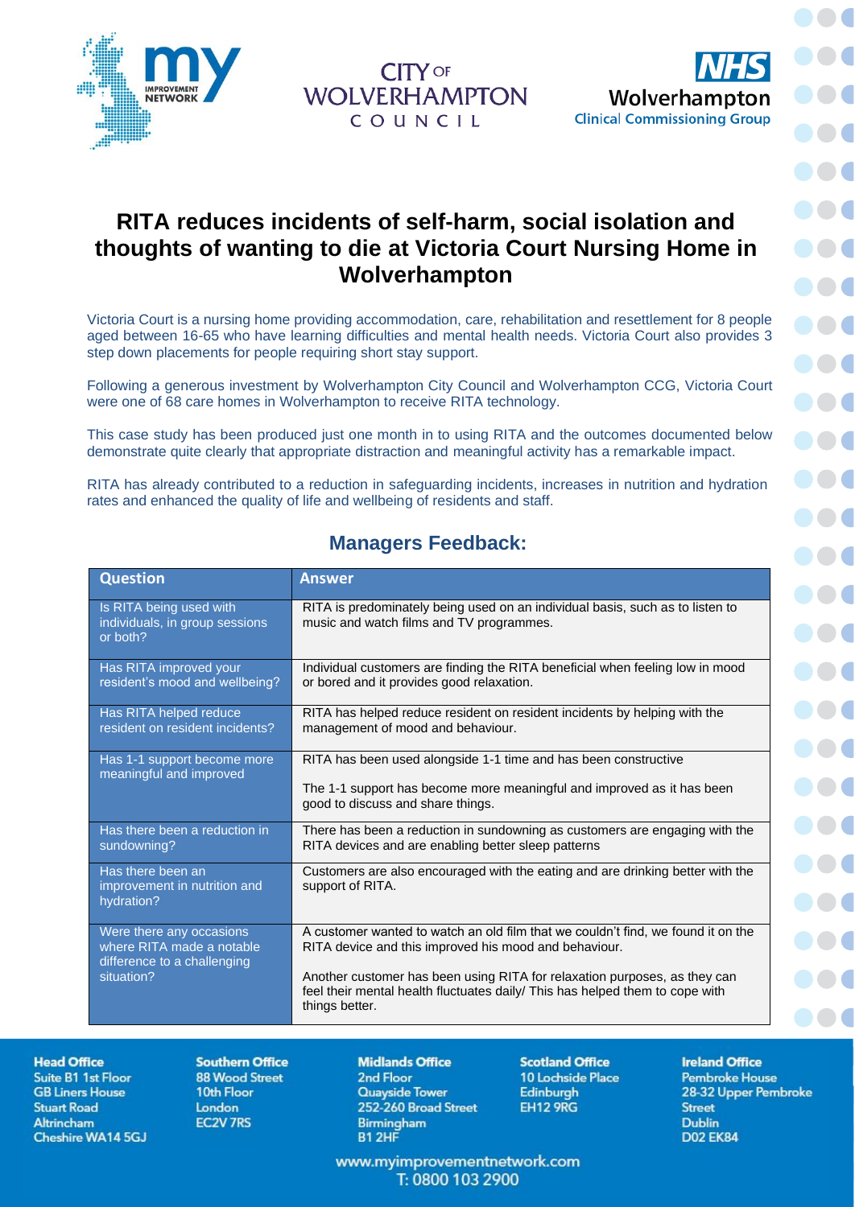# RITA reduces incidents of self-harm, social isolation and thoughts of wanting to die at Victoria Court Nursing Home in Wolverhampton

Victoria Court is a nursing home providing accommodation, care, rehabilitation and resettlement for 8 people aged between 16-65 who have learning difficulties and mental health needs. Victoria Court also provides 3 step down placements for people requiring short stay support.

Following a generous investment by Wolverhampton City Council and Wolverhampton CCG, Victoria Court were one of 68 care homes in Wolverhampton to receive RITA technology.

This case study has been produced just one month in to using RITA and the outcomes documented below demonstrate quite clearly that appropriate distraction and meaningful activity has a remarkable impact.

RITA has already contributed to a reduction in safeguarding incidents, increases in nutrition and hydration rates and enhanced the quality of life and wellbeing of residents and staff.

## Managers Feedback:

| Question | Answer |
| --- | --- |
| Is RITA being used with individuals, in group sessions or both? | RITA is predominately being used on an individual basis, such as to listen to music and watch films and TV programmes. |
| Has RITA improved your resident's mood and wellbeing? | Individual customers are finding the RITA beneficial when feeling low in mood or bored and it provides good relaxation. |
| Has RITA helped reduce resident on resident incidents? | RITA has helped reduce resident on resident incidents by helping with the management of mood and behaviour. |
| Has 1-1 support become more meaningful and improved | RITA has been used alongside 1-1 time and has been constructive<br><br>The 1-1 support has become more meaningful and improved as it has been good to discuss and share things. |
| Has there been a reduction in sundowning? | There has been a reduction in sundowning as customers are engaging with the RITA devices and are enabling better sleep patterns |
| Has there been an improvement in nutrition and hydration? | Customers are also encouraged with the eating and are drinking better with the support of RITA. |
| Were there any occasions where RITA made a notable difference to a challenging situation? | A customer wanted to watch an old film that we couldn't find, we found it on the RITA device and this improved his mood and behaviour.<br><br>Another customer has been using RITA for relaxation purposes, as they can feel their mental health fluctuates daily/ This has helped them to cope with things better. |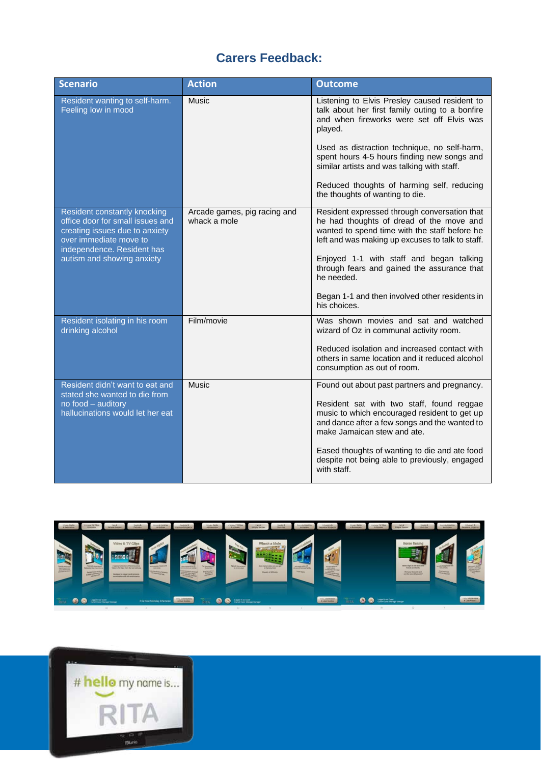## Carers Feedback:

| Scenario | Action | Outcome |
|---|---|---|
| Resident wanting to self-harm. Feeling low in mood | Music | Listening to Elvis Presley caused resident to talk about her first family outing to a bonfire and when fireworks were set off Elvis was played.<br><br>Used as distraction technique, no self-harm, spent hours 4-5 hours finding new songs and similar artists and was talking with staff.<br><br>Reduced thoughts of harming self, reducing the thoughts of wanting to die. |
| Resident constantly knocking office door for small issues and creating issues due to anxiety over immediate move to independence. Resident has autism and showing anxiety | Arcade games, pig racing and whack a mole | Resident expressed through conversation that he had thoughts of dread of the move and wanted to spend time with the staff before he left and was making up excuses to talk to staff.<br><br>Enjoyed 1-1 with staff and began talking through fears and gained the assurance that he needed.<br><br>Began 1-1 and then involved other residents in his choices. |
| Resident isolating in his room drinking alcohol | Film/movie | Was shown movies and sat and watched wizard of Oz in communal activity room.<br><br>Reduced isolation and increased contact with others in same location and it reduced alcohol consumption as out of room. |
| Resident didn't want to eat and stated she wanted to die from no food – auditory hallucinations would let her eat | Music | Found out about past partners and pregnancy.<br><br>Resident sat with two staff, found reggae music to which encouraged resident to get up and dance after a few songs and the wanted to make Jamaican stew and ate.<br><br>Eased thoughts of wanting to die and ate food despite not being able to previously, engaged with staff. |

#hello my name is... RITA